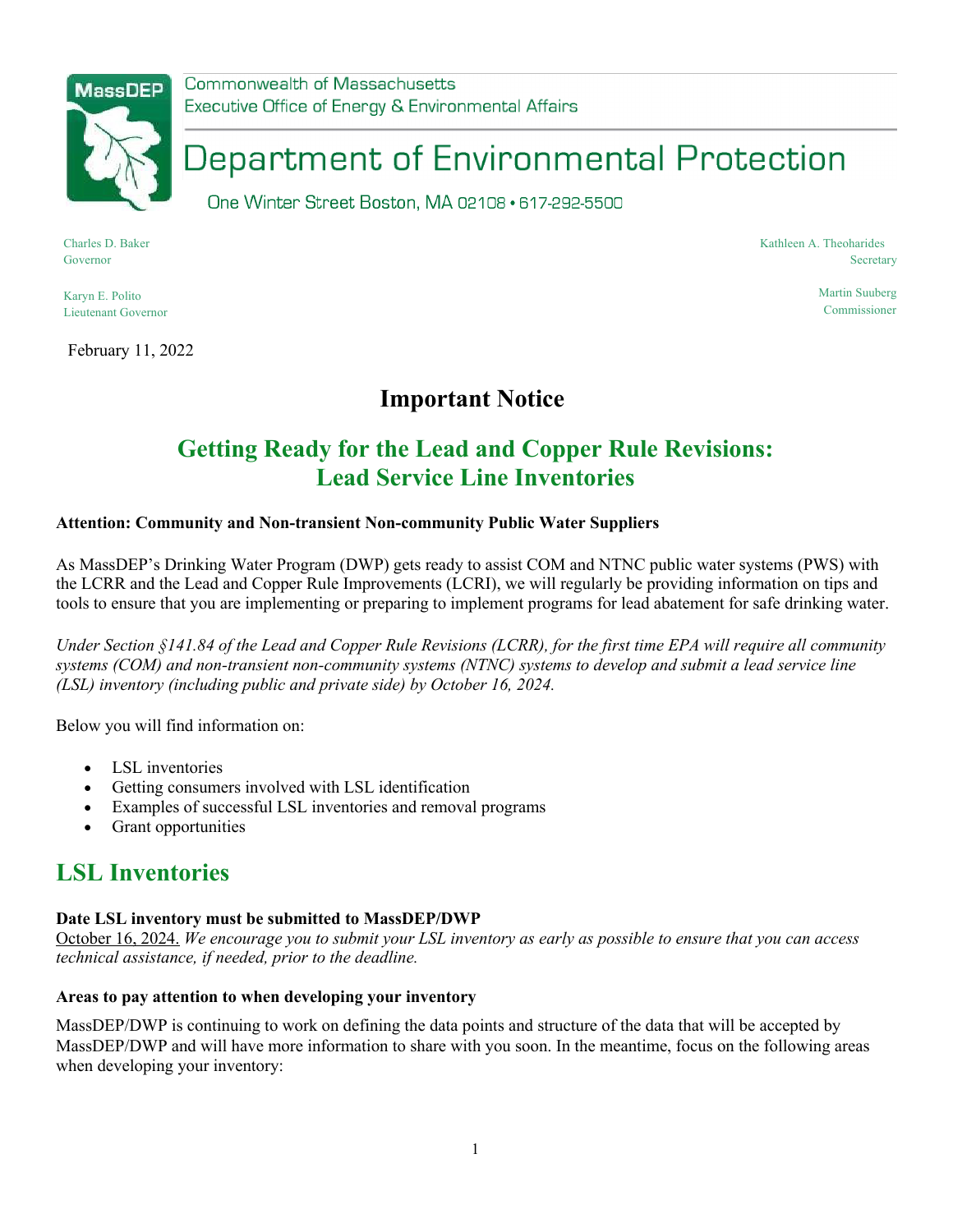Commonwealth of Massachusetts
Executive Office of Energy & Environmental Affairs

# Department of Environmental Protection

One Winter Street Boston, MA 02108 • 617-292-5500

Charles D. Baker
Governor

Karyn E. Polito
Lieutenant Governor

Kathleen A. Theoharides
Secretary

Martin Suuberg
Commissioner

February 11, 2022

## Important Notice

## Getting Ready for the Lead and Copper Rule Revisions: Lead Service Line Inventories

**Attention: Community and Non-transient Non-community Public Water Suppliers**

As MassDEP's Drinking Water Program (DWP) gets ready to assist COM and NTNC public water systems (PWS) with the LCRR and the Lead and Copper Rule Improvements (LCRI), we will regularly be providing information on tips and tools to ensure that you are implementing or preparing to implement programs for lead abatement for safe drinking water.

*Under Section §141.84 of the Lead and Copper Rule Revisions (LCRR), for the first time EPA will require all community systems (COM) and non-transient non-community systems (NTNC) systems to develop and submit a lead service line (LSL) inventory (including public and private side) by October 16, 2024.*

Below you will find information on:

- LSL inventories
- Getting consumers involved with LSL identification
- Examples of successful LSL inventories and removal programs
- Grant opportunities

## LSL Inventories

**Date LSL inventory must be submitted to MassDEP/DWP**
October 16, 2024. *We encourage you to submit your LSL inventory as early as possible to ensure that you can access technical assistance, if needed, prior to the deadline.*

**Areas to pay attention to when developing your inventory**

MassDEP/DWP is continuing to work on defining the data points and structure of the data that will be accepted by MassDEP/DWP and will have more information to share with you soon. In the meantime, focus on the following areas when developing your inventory: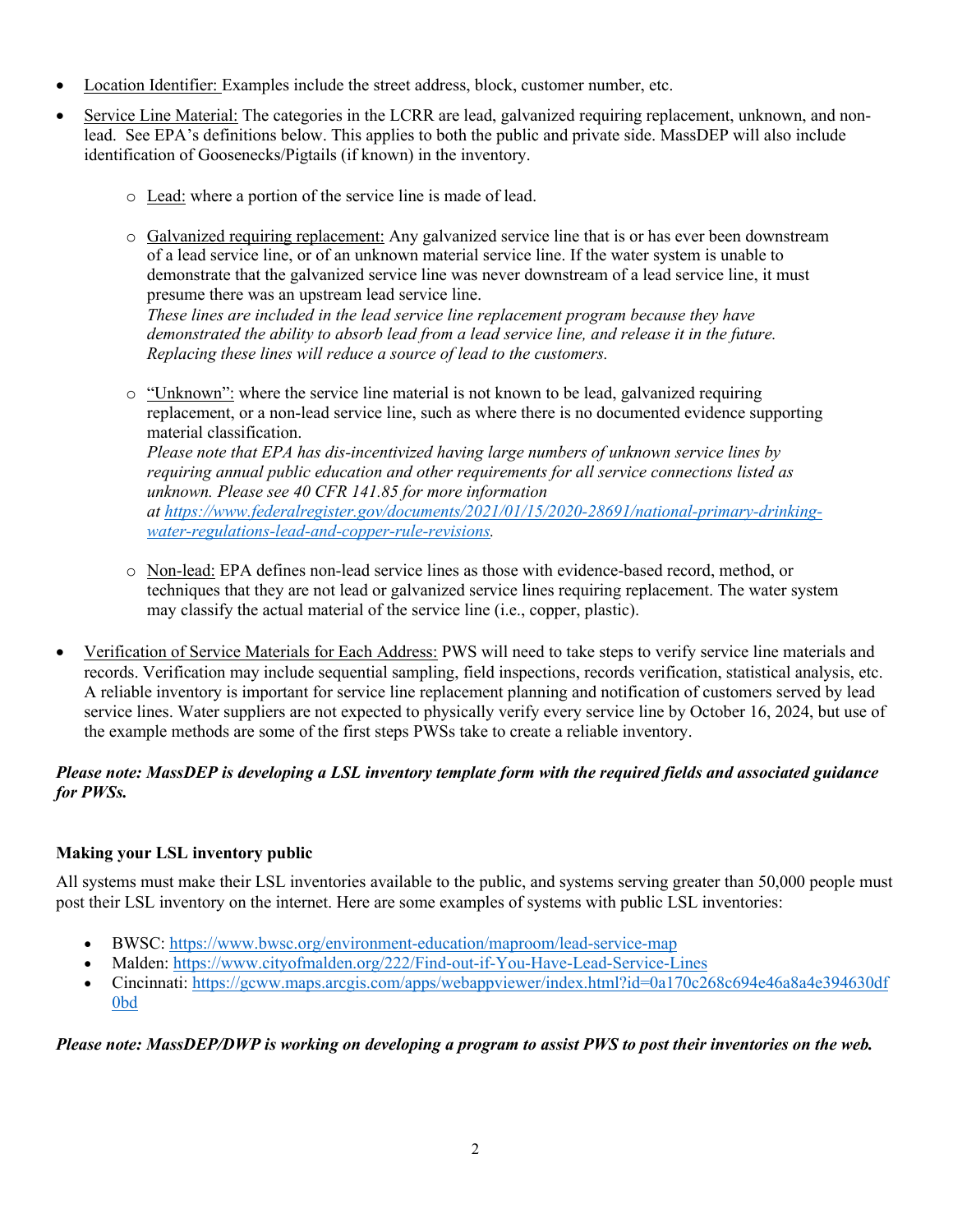- Location Identifier: Examples include the street address, block, customer number, etc.
- Service Line Material: The categories in the LCRR are lead, galvanized requiring replacement, unknown, and non-lead. See EPA's definitions below. This applies to both the public and private side. MassDEP will also include identification of Goosenecks/Pigtails (if known) in the inventory.
  - Lead: where a portion of the service line is made of lead.
  - Galvanized requiring replacement: Any galvanized service line that is or has ever been downstream of a lead service line, or of an unknown material service line. If the water system is unable to demonstrate that the galvanized service line was never downstream of a lead service line, it must presume there was an upstream lead service line.
    *These lines are included in the lead service line replacement program because they have demonstrated the ability to absorb lead from a lead service line, and release it in the future. Replacing these lines will reduce a source of lead to the customers.*
  - "Unknown": where the service line material is not known to be lead, galvanized requiring replacement, or a non-lead service line, such as where there is no documented evidence supporting material classification.
    *Please note that EPA has dis-incentivized having large numbers of unknown service lines by requiring annual public education and other requirements for all service connections listed as unknown. Please see 40 CFR 141.85 for more information at [https://www.federalregister.gov/documents/2021/01/15/2020-28691/national-primary-drinking-water-regulations-lead-and-copper-rule-revisions](https://www.federalregister.gov/documents/2021/01/15/2020-28691/national-primary-drinking-water-regulations-lead-and-copper-rule-revisions).*
  - Non-lead: EPA defines non-lead service lines as those with evidence-based record, method, or techniques that they are not lead or galvanized service lines requiring replacement. The water system may classify the actual material of the service line (i.e., copper, plastic).
- Verification of Service Materials for Each Address: PWS will need to take steps to verify service line materials and records. Verification may include sequential sampling, field inspections, records verification, statistical analysis, etc. A reliable inventory is important for service line replacement planning and notification of customers served by lead service lines. Water suppliers are not expected to physically verify every service line by October 16, 2024, but use of the example methods are some of the first steps PWSs take to create a reliable inventory.

***Please note: MassDEP is developing a LSL inventory template form with the required fields and associated guidance for PWSs.***

**Making your LSL inventory public**

All systems must make their LSL inventories available to the public, and systems serving greater than 50,000 people must post their LSL inventory on the internet. Here are some examples of systems with public LSL inventories:

- BWSC: [https://www.bwsc.org/environment-education/maproom/lead-service-map](https://www.bwsc.org/environment-education/maproom/lead-service-map)
- Malden: [https://www.cityofmalden.org/222/Find-out-if-You-Have-Lead-Service-Lines](https://www.cityofmalden.org/222/Find-out-if-You-Have-Lead-Service-Lines)
- Cincinnati: [https://gcww.maps.arcgis.com/apps/webappviewer/index.html?id=0a170c268c694e46a8a4e394630df0bd](https://gcww.maps.arcgis.com/apps/webappviewer/index.html?id=0a170c268c694e46a8a4e394630df0bd)

***Please note: MassDEP/DWP is working on developing a program to assist PWS to post their inventories on the web.***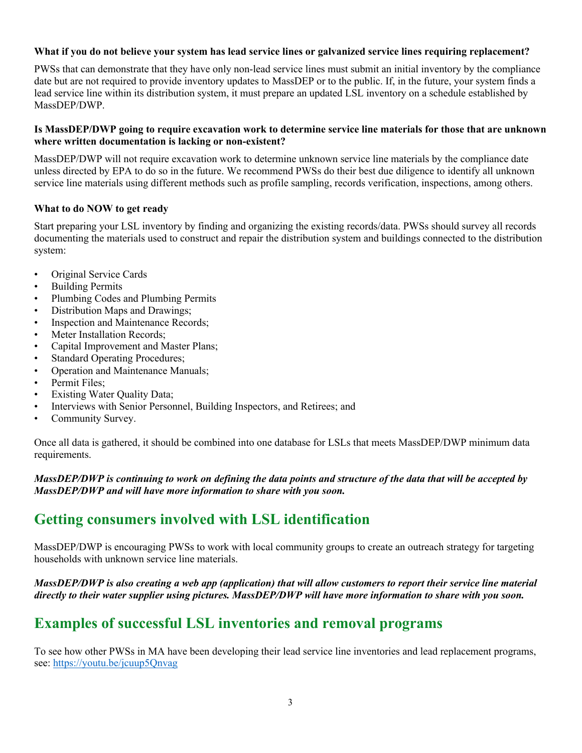**What if you do not believe your system has lead service lines or galvanized service lines requiring replacement?**

PWSs that can demonstrate that they have only non-lead service lines must submit an initial inventory by the compliance date but are not required to provide inventory updates to MassDEP or to the public. If, in the future, your system finds a lead service line within its distribution system, it must prepare an updated LSL inventory on a schedule established by MassDEP/DWP.

**Is MassDEP/DWP going to require excavation work to determine service line materials for those that are unknown where written documentation is lacking or non-existent?**

MassDEP/DWP will not require excavation work to determine unknown service line materials by the compliance date unless directed by EPA to do so in the future. We recommend PWSs do their best due diligence to identify all unknown service line materials using different methods such as profile sampling, records verification, inspections, among others.

**What to do NOW to get ready**

Start preparing your LSL inventory by finding and organizing the existing records/data. PWSs should survey all records documenting the materials used to construct and repair the distribution system and buildings connected to the distribution system:

- Original Service Cards
- Building Permits
- Plumbing Codes and Plumbing Permits
- Distribution Maps and Drawings;
- Inspection and Maintenance Records;
- Meter Installation Records;
- Capital Improvement and Master Plans;
- Standard Operating Procedures;
- Operation and Maintenance Manuals;
- Permit Files;
- Existing Water Quality Data;
- Interviews with Senior Personnel, Building Inspectors, and Retirees; and
- Community Survey.

Once all data is gathered, it should be combined into one database for LSLs that meets MassDEP/DWP minimum data requirements.

***MassDEP/DWP is continuing to work on defining the data points and structure of the data that will be accepted by MassDEP/DWP and will have more information to share with you soon.***

## Getting consumers involved with LSL identification

MassDEP/DWP is encouraging PWSs to work with local community groups to create an outreach strategy for targeting households with unknown service line materials.

***MassDEP/DWP is also creating a web app (application) that will allow customers to report their service line material directly to their water supplier using pictures. MassDEP/DWP will have more information to share with you soon.***

## Examples of successful LSL inventories and removal programs

To see how other PWSs in MA have been developing their lead service line inventories and lead replacement programs, see: https://youtu.be/jcuup5Qnvag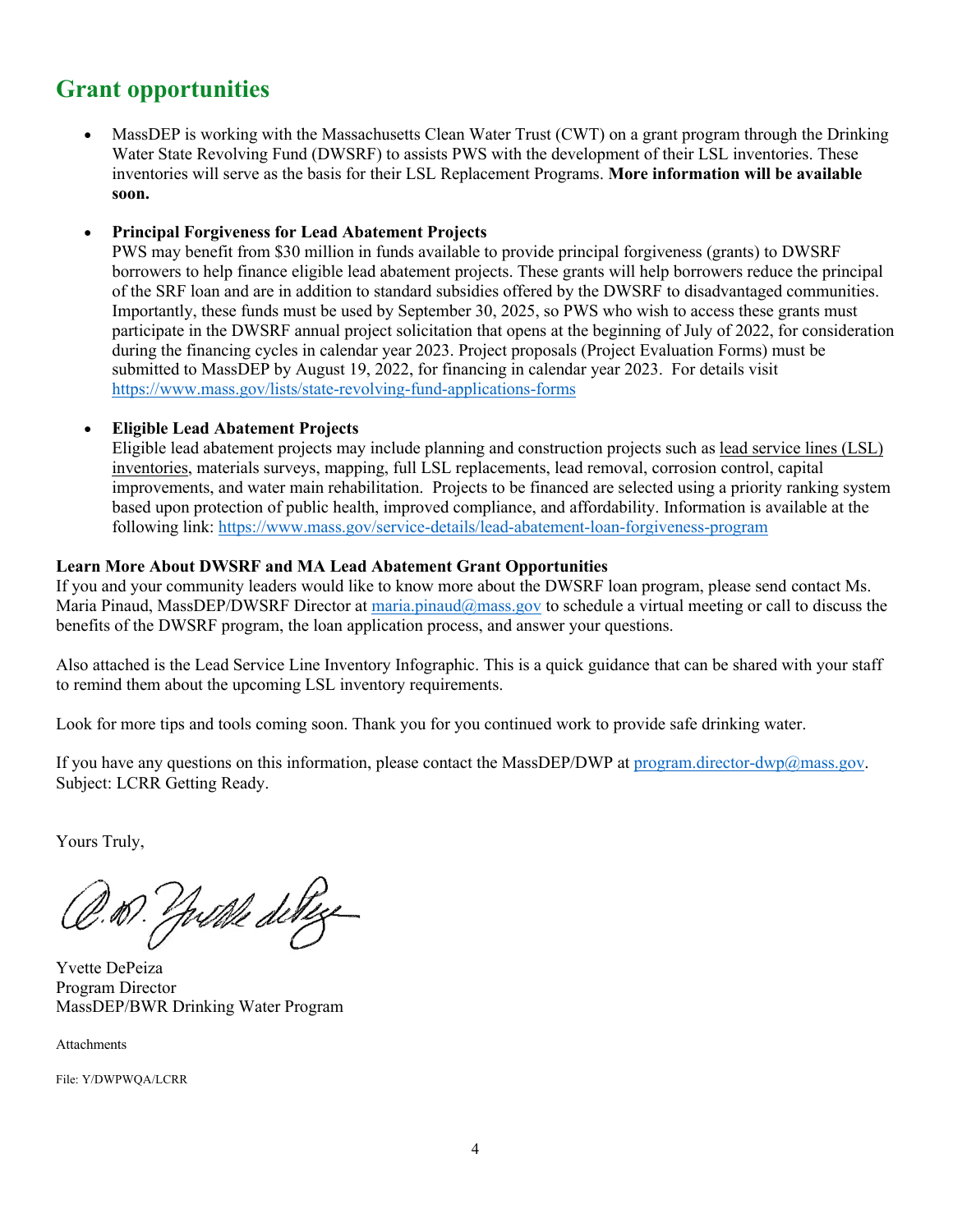## Grant opportunities

- MassDEP is working with the Massachusetts Clean Water Trust (CWT) on a grant program through the Drinking Water State Revolving Fund (DWSRF) to assists PWS with the development of their LSL inventories. These inventories will serve as the basis for their LSL Replacement Programs. **More information will be available soon.**

- **Principal Forgiveness for Lead Abatement Projects**
  PWS may benefit from $30 million in funds available to provide principal forgiveness (grants) to DWSRF borrowers to help finance eligible lead abatement projects. These grants will help borrowers reduce the principal of the SRF loan and are in addition to standard subsidies offered by the DWSRF to disadvantaged communities. Importantly, these funds must be used by September 30, 2025, so PWS who wish to access these grants must participate in the DWSRF annual project solicitation that opens at the beginning of July of 2022, for consideration during the financing cycles in calendar year 2023. Project proposals (Project Evaluation Forms) must be submitted to MassDEP by August 19, 2022, for financing in calendar year 2023. For details visit https://www.mass.gov/lists/state-revolving-fund-applications-forms

- **Eligible Lead Abatement Projects**
  Eligible lead abatement projects may include planning and construction projects such as lead service lines (LSL) inventories, materials surveys, mapping, full LSL replacements, lead removal, corrosion control, capital improvements, and water main rehabilitation. Projects to be financed are selected using a priority ranking system based upon protection of public health, improved compliance, and affordability. Information is available at the following link: https://www.mass.gov/service-details/lead-abatement-loan-forgiveness-program

**Learn More About DWSRF and MA Lead Abatement Grant Opportunities**
If you and your community leaders would like to know more about the DWSRF loan program, please send contact Ms. Maria Pinaud, MassDEP/DWSRF Director at maria.pinaud@mass.gov to schedule a virtual meeting or call to discuss the benefits of the DWSRF program, the loan application process, and answer your questions.

Also attached is the Lead Service Line Inventory Infographic. This is a quick guidance that can be shared with your staff to remind them about the upcoming LSL inventory requirements.

Look for more tips and tools coming soon. Thank you for you continued work to provide safe drinking water.

If you have any questions on this information, please contact the MassDEP/DWP at program.director-dwp@mass.gov. Subject: LCRR Getting Ready.

Yours Truly,

Yvette DePeiza
Program Director
MassDEP/BWR Drinking Water Program

Attachments

File: Y/DWPWQA/LCRR